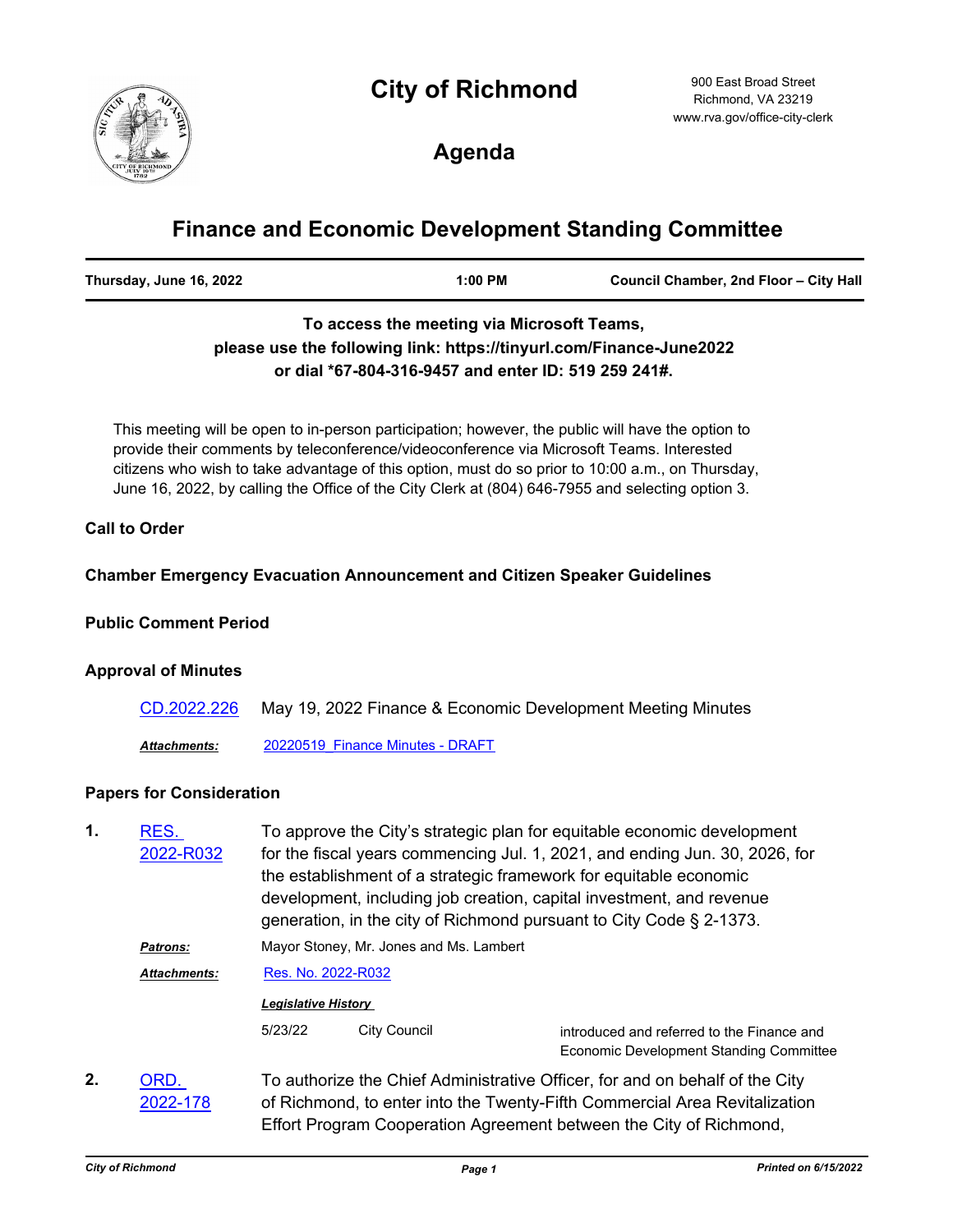# City of Richmond

900 East Broad Street
Richmond, VA 23219
www.rva.gov/office-city-clerk

## Agenda

# Finance and Economic Development Standing Committee

| Thursday, June 16, 2022 | 1:00 PM | Council Chamber, 2nd Floor – City Hall |
|---|---|---|

**To access the meeting via Microsoft Teams, please use the following link: https://tinyurl.com/Finance-June2022 or dial *67-804-316-9457 and enter ID: 519 259 241#.**

This meeting will be open to in-person participation; however, the public will have the option to provide their comments by teleconference/videoconference via Microsoft Teams. Interested citizens who wish to take advantage of this option, must do so prior to 10:00 a.m., on Thursday, June 16, 2022, by calling the Office of the City Clerk at (804) 646-7955 and selecting option 3.

### Call to Order

### Chamber Emergency Evacuation Announcement and Citizen Speaker Guidelines

### Public Comment Period

### Approval of Minutes

CD.2022.226 May 19, 2022 Finance & Economic Development Meeting Minutes

***Attachments:*** 20220519_Finance Minutes - DRAFT

### Papers for Consideration

**1.** RES. 2022-R032

To approve the City's strategic plan for equitable economic development for the fiscal years commencing Jul. 1, 2021, and ending Jun. 30, 2026, for the establishment of a strategic framework for equitable economic development, including job creation, capital investment, and revenue generation, in the city of Richmond pursuant to City Code § 2-1373.

***Patrons:*** Mayor Stoney, Mr. Jones and Ms. Lambert

***Attachments:*** Res. No. 2022-R032

***Legislative History***

| Date | Body | Action |
|---|---|---|
| 5/23/22 | City Council | introduced and referred to the Finance and Economic Development Standing Committee |

**2.** ORD. 2022-178

To authorize the Chief Administrative Officer, for and on behalf of the City of Richmond, to enter into the Twenty-Fifth Commercial Area Revitalization Effort Program Cooperation Agreement between the City of Richmond,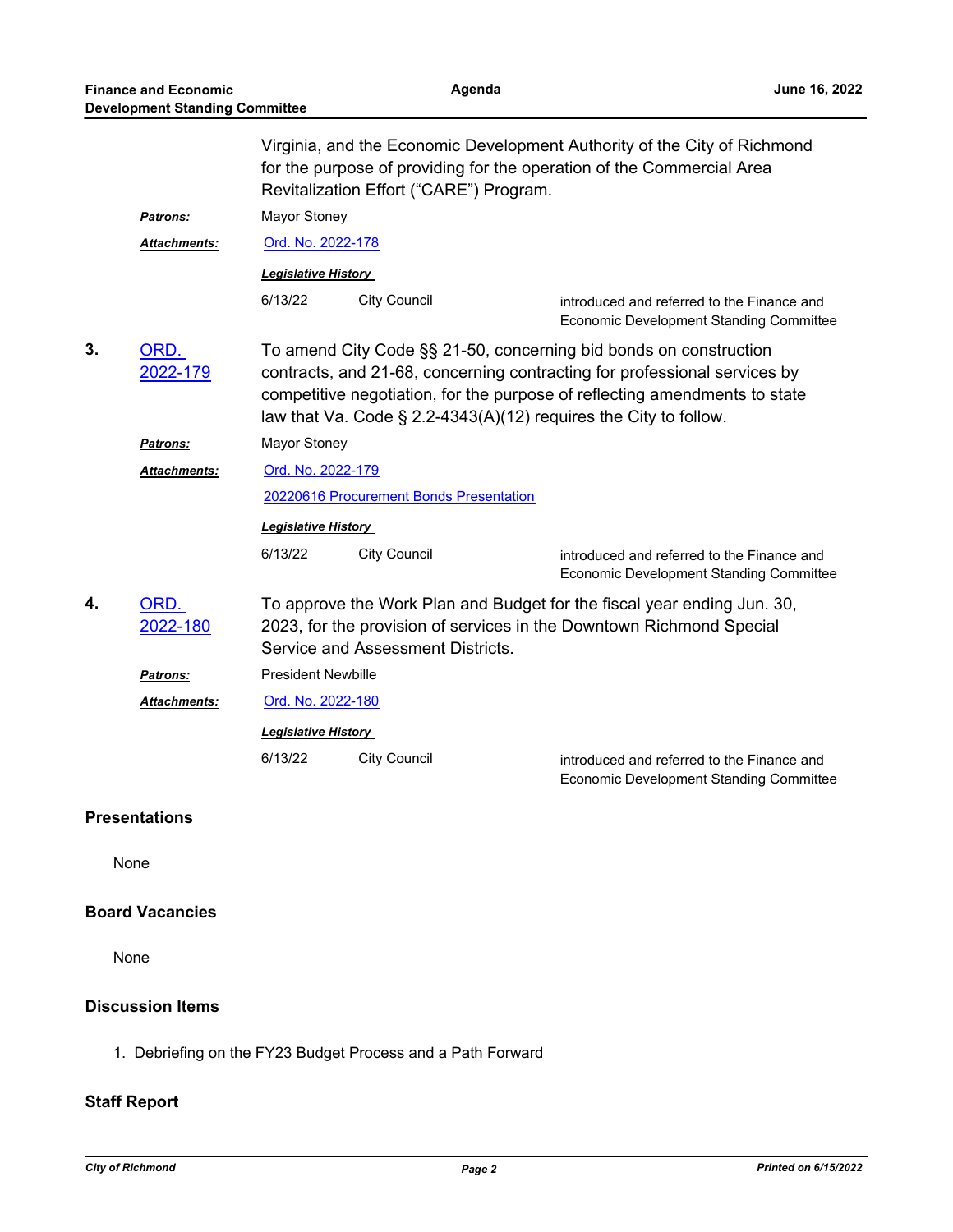Virginia, and the Economic Development Authority of the City of Richmond for the purpose of providing for the operation of the Commercial Area Revitalization Effort ("CARE") Program.

***Patrons:*** Mayor Stoney

***Attachments:*** Ord. No. 2022-178

***Legislative History***

| | | |
|---|---|---|
| 6/13/22 | City Council | introduced and referred to the Finance and Economic Development Standing Committee |

**3.** ORD. 2022-179

To amend City Code §§ 21-50, concerning bid bonds on construction contracts, and 21-68, concerning contracting for professional services by competitive negotiation, for the purpose of reflecting amendments to state law that Va. Code § 2.2-4343(A)(12) requires the City to follow.

***Patrons:*** Mayor Stoney

***Attachments:*** Ord. No. 2022-179

20220616 Procurement Bonds Presentation

***Legislative History***

| | | |
|---|---|---|
| 6/13/22 | City Council | introduced and referred to the Finance and Economic Development Standing Committee |

**4.** ORD. 2022-180

To approve the Work Plan and Budget for the fiscal year ending Jun. 30, 2023, for the provision of services in the Downtown Richmond Special Service and Assessment Districts.

***Patrons:*** President Newbille

***Attachments:*** Ord. No. 2022-180

***Legislative History***

| | | |
|---|---|---|
| 6/13/22 | City Council | introduced and referred to the Finance and Economic Development Standing Committee |

## Presentations

None

## Board Vacancies

None

## Discussion Items

1. Debriefing on the FY23 Budget Process and a Path Forward

## Staff Report